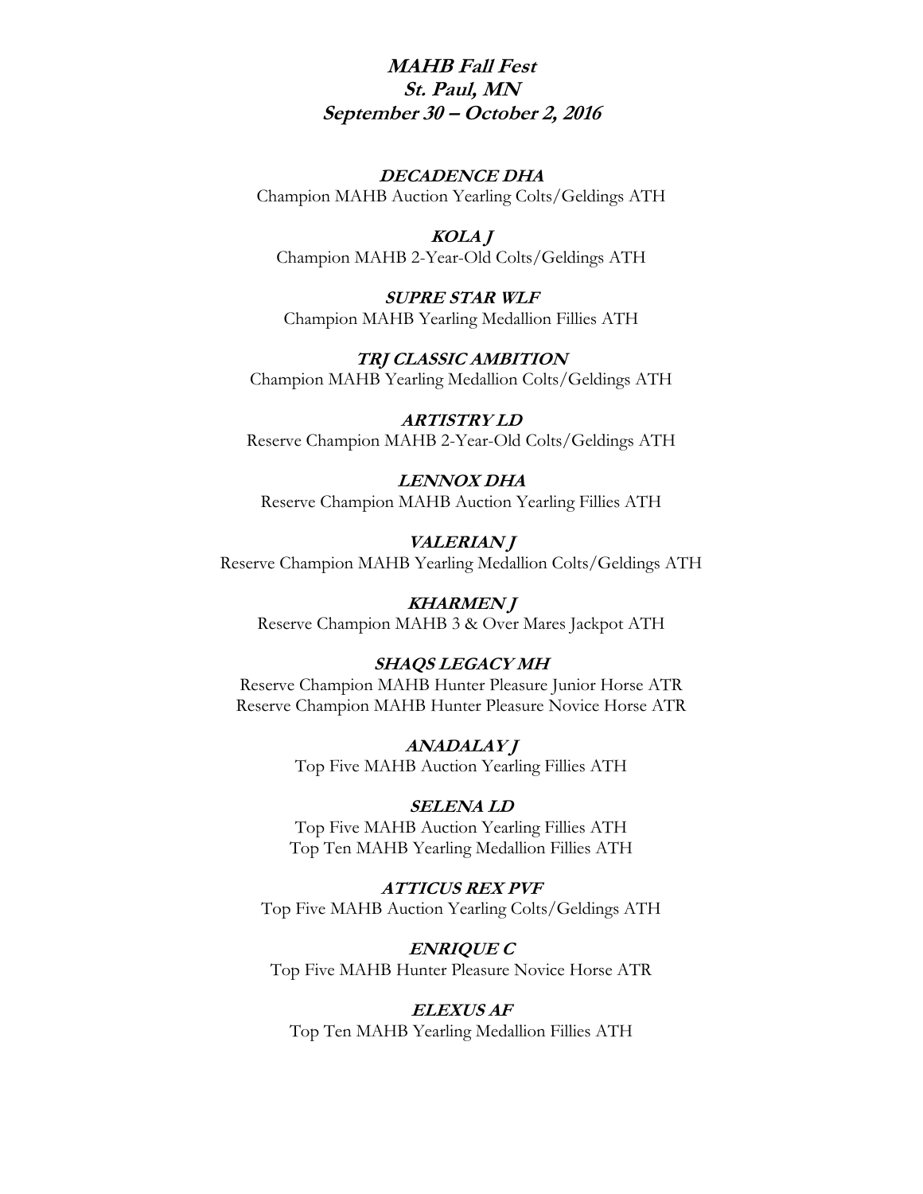# ***MAHB Fall Fest***
## ***St. Paul, MN***
## ***September 30 – October 2, 2016***

***DECADENCE DHA***
Champion MAHB Auction Yearling Colts/Geldings ATH

***KOLA J***
Champion MAHB 2-Year-Old Colts/Geldings ATH

***SUPRE STAR WLF***
Champion MAHB Yearling Medallion Fillies ATH

***TRJ CLASSIC AMBITION***
Champion MAHB Yearling Medallion Colts/Geldings ATH

***ARTISTRY LD***
Reserve Champion MAHB 2-Year-Old Colts/Geldings ATH

***LENNOX DHA***
Reserve Champion MAHB Auction Yearling Fillies ATH

***VALERIAN J***
Reserve Champion MAHB Yearling Medallion Colts/Geldings ATH

***KHARMEN J***
Reserve Champion MAHB 3 & Over Mares Jackpot ATH

***SHAQS LEGACY MH***
Reserve Champion MAHB Hunter Pleasure Junior Horse ATR
Reserve Champion MAHB Hunter Pleasure Novice Horse ATR

***ANADALAY J***
Top Five MAHB Auction Yearling Fillies ATH

***SELENA LD***
Top Five MAHB Auction Yearling Fillies ATH
Top Ten MAHB Yearling Medallion Fillies ATH

***ATTICUS REX PVF***
Top Five MAHB Auction Yearling Colts/Geldings ATH

***ENRIQUE C***
Top Five MAHB Hunter Pleasure Novice Horse ATR

***ELEXUS AF***
Top Ten MAHB Yearling Medallion Fillies ATH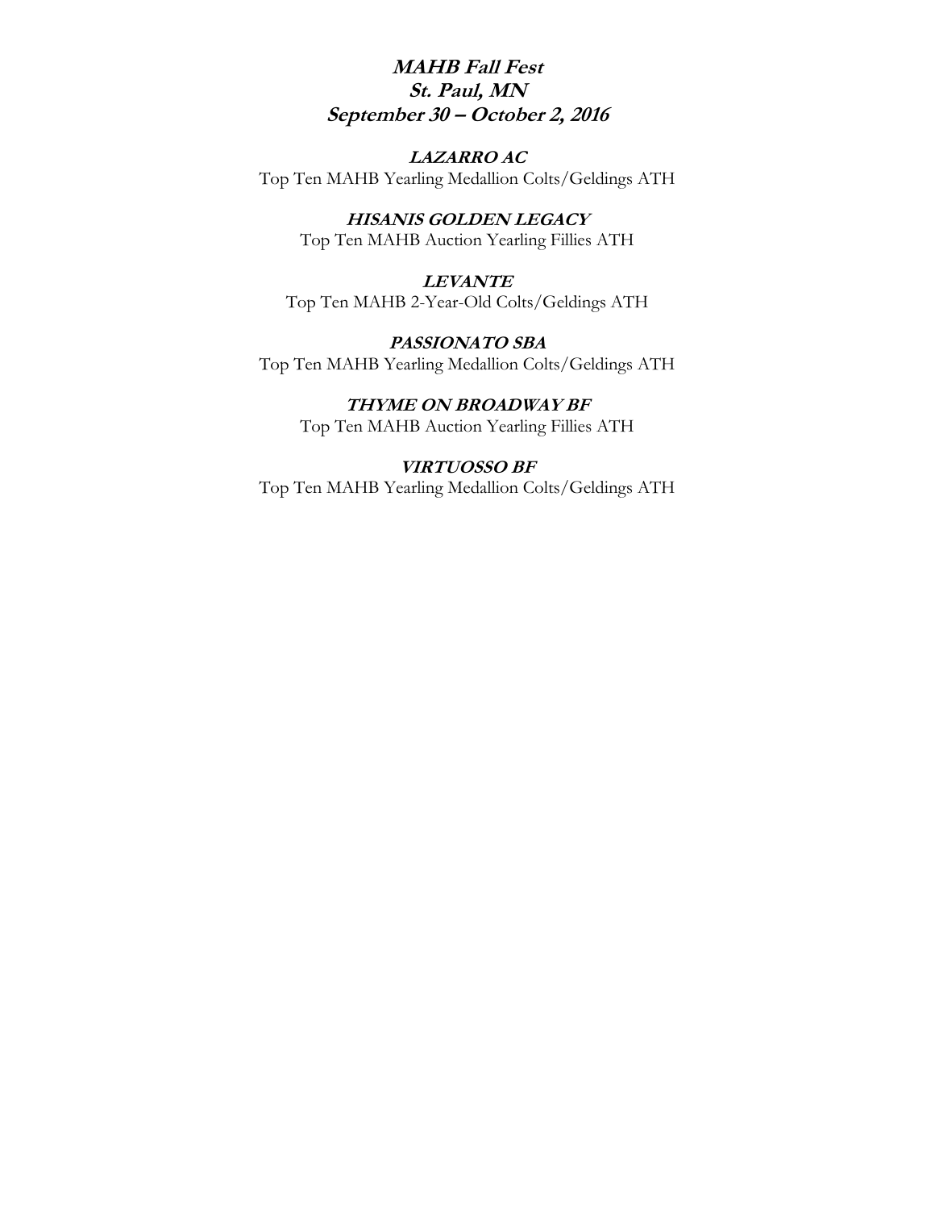# *MAHB Fall Fest*
# *St. Paul, MN*
# *September 30 – October 2, 2016*

***LAZARRO AC***
Top Ten MAHB Yearling Medallion Colts/Geldings ATH

***HISANIS GOLDEN LEGACY***
Top Ten MAHB Auction Yearling Fillies ATH

***LEVANTE***
Top Ten MAHB 2-Year-Old Colts/Geldings ATH

***PASSIONATO SBA***
Top Ten MAHB Yearling Medallion Colts/Geldings ATH

***THYME ON BROADWAY BF***
Top Ten MAHB Auction Yearling Fillies ATH

***VIRTUOSSO BF***
Top Ten MAHB Yearling Medallion Colts/Geldings ATH